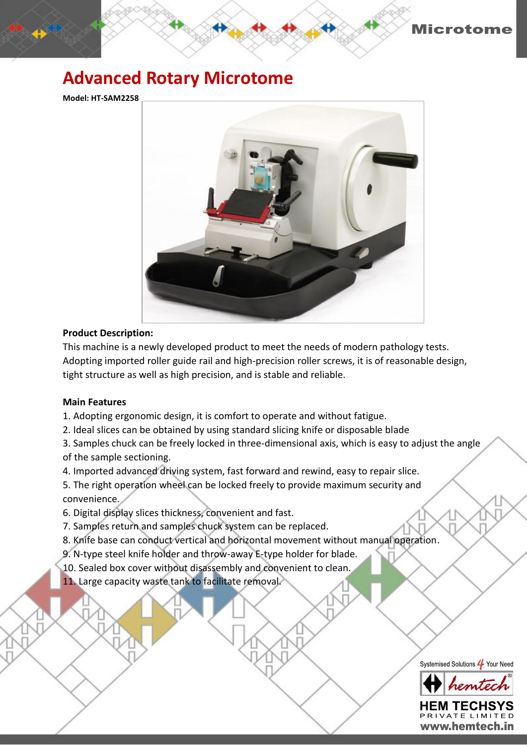# Advanced Rotary Microtome

**Model: HT-SAM2258**

**Product Description:**

This machine is a newly developed product to meet the needs of modern pathology tests. Adopting imported roller guide rail and high-precision roller screws, it is of reasonable design, tight structure as well as high precision, and is stable and reliable.

**Main Features**

1. Adopting ergonomic design, it is comfort to operate and without fatigue.
2. Ideal slices can be obtained by using standard slicing knife or disposable blade
3. Samples chuck can be freely locked in three-dimensional axis, which is easy to adjust the angle of the sample sectioning.
4. Imported advanced driving system, fast forward and rewind, easy to repair slice.
5. The right operation wheel can be locked freely to provide maximum security and convenience.
6. Digital display slices thickness, convenient and fast.
7. Samples return and samples chuck system can be replaced.
8. Knife base can conduct vertical and horizontal movement without manual operation.
9. N-type steel knife holder and throw-away E-type holder for blade.
10. Sealed box cover without disassembly and convenient to clean.
11. Large capacity waste tank to facilitate removal.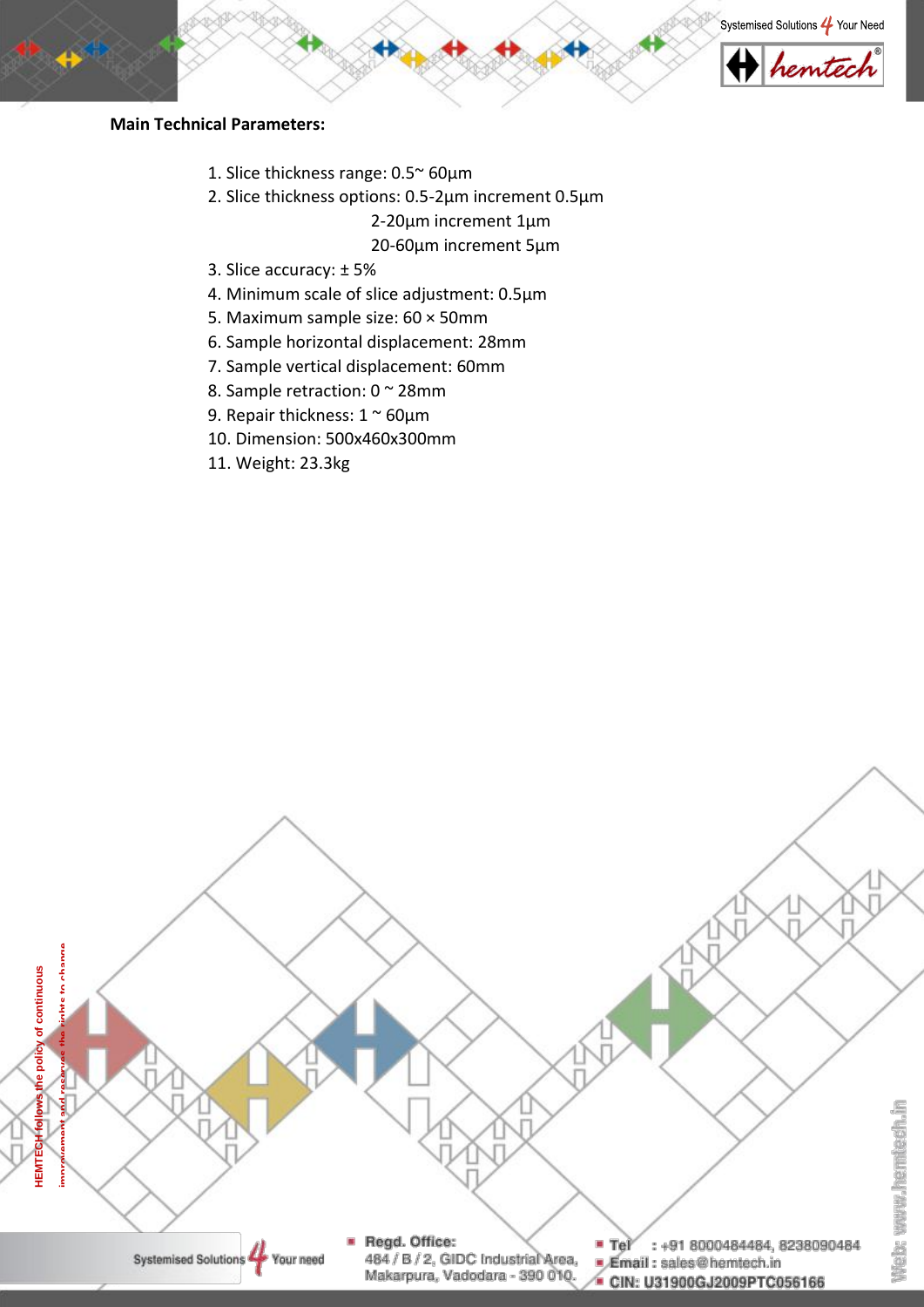**Main Technical Parameters:**

1. Slice thickness range: 0.5~ 60µm
2. Slice thickness options: 0.5-2µm increment 0.5µm
   2-20µm increment 1µm
   20-60µm increment 5µm
3. Slice accuracy: ± 5%
4. Minimum scale of slice adjustment: 0.5µm
5. Maximum sample size: 60 × 50mm
6. Sample horizontal displacement: 28mm
7. Sample vertical displacement: 60mm
8. Sample retraction: 0 ~ 28mm
9. Repair thickness: 1 ~ 60µm
10. Dimension: 500x460x300mm
11. Weight: 23.3kg